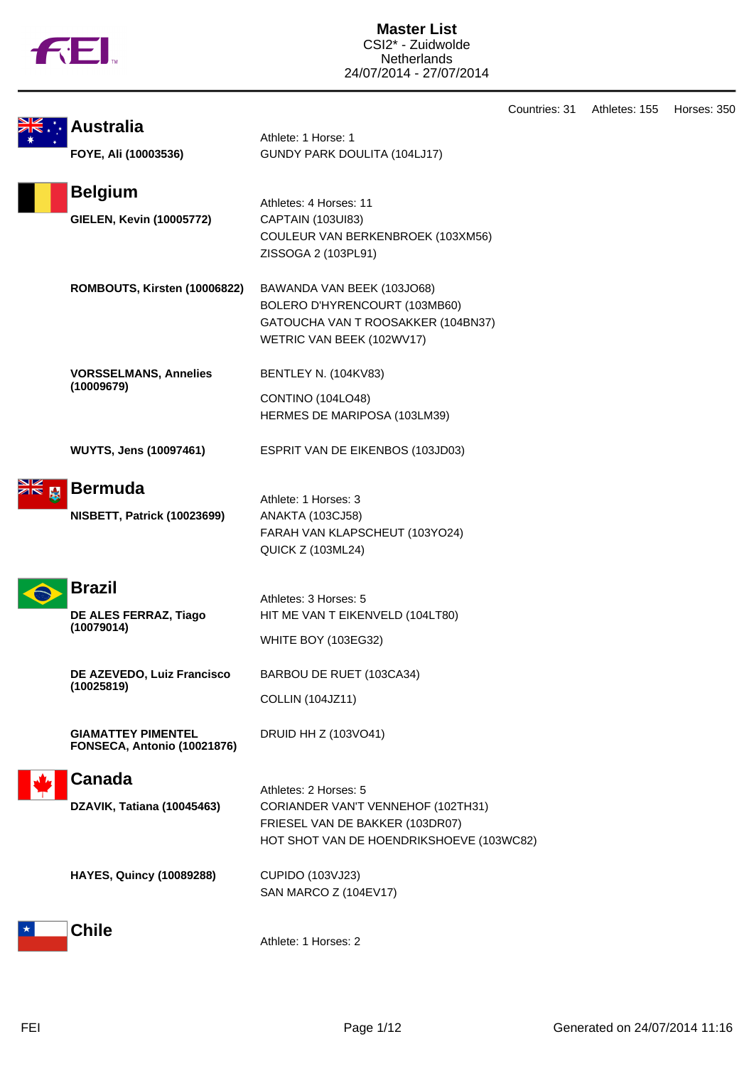# Master List

CSI2* - Zuidwolde
Netherlands
24/07/2014 - 27/07/2014

Countries: 31 Athletes: 155 Horses: 350

## Australia

Athlete: 1 Horse: 1

**FOYE, Ali (10003536)**
GUNDY PARK DOULITA (104LJ17)

## Belgium

Athletes: 4 Horses: 11

**GIELEN, Kevin (10005772)**
CAPTAIN (103UI83)
COULEUR VAN BERKENBROEK (103XM56)
ZISSOGA 2 (103PL91)

**ROMBOUTS, Kirsten (10006822)**
BAWANDA VAN BEEK (103JO68)
BOLERO D'HYRENCOURT (103MB60)
GATOUCHA VAN T ROOSAKKER (104BN37)
WETRIC VAN BEEK (102WV17)

**VORSSELMANS, Annelies (10009679)**
BENTLEY N. (104KV83)
CONTINO (104LO48)
HERMES DE MARIPOSA (103LM39)

**WUYTS, Jens (10097461)**
ESPRIT VAN DE EIKENBOS (103JD03)

## Bermuda

Athlete: 1 Horses: 3

**NISBETT, Patrick (10023699)**
ANAKTA (103CJ58)
FARAH VAN KLAPSCHEUT (103YO24)
QUICK Z (103ML24)

## Brazil

Athletes: 3 Horses: 5

**DE ALES FERRAZ, Tiago (10079014)**
HIT ME VAN T EIKENVELD (104LT80)
WHITE BOY (103EG32)

**DE AZEVEDO, Luiz Francisco (10025819)**
BARBOU DE RUET (103CA34)
COLLIN (104JZ11)

**GIAMATTEY PIMENTEL FONSECA, Antonio (10021876)**
DRUID HH Z (103VO41)

## Canada

Athletes: 2 Horses: 5

**DZAVIK, Tatiana (10045463)**
CORIANDER VAN'T VENNEHOF (102TH31)
FRIESEL VAN DE BAKKER (103DR07)
HOT SHOT VAN DE HOENDRIKSHOEVE (103WC82)

**HAYES, Quincy (10089288)**
CUPIDO (103VJ23)
SAN MARCO Z (104EV17)

## Chile

Athlete: 1 Horses: 2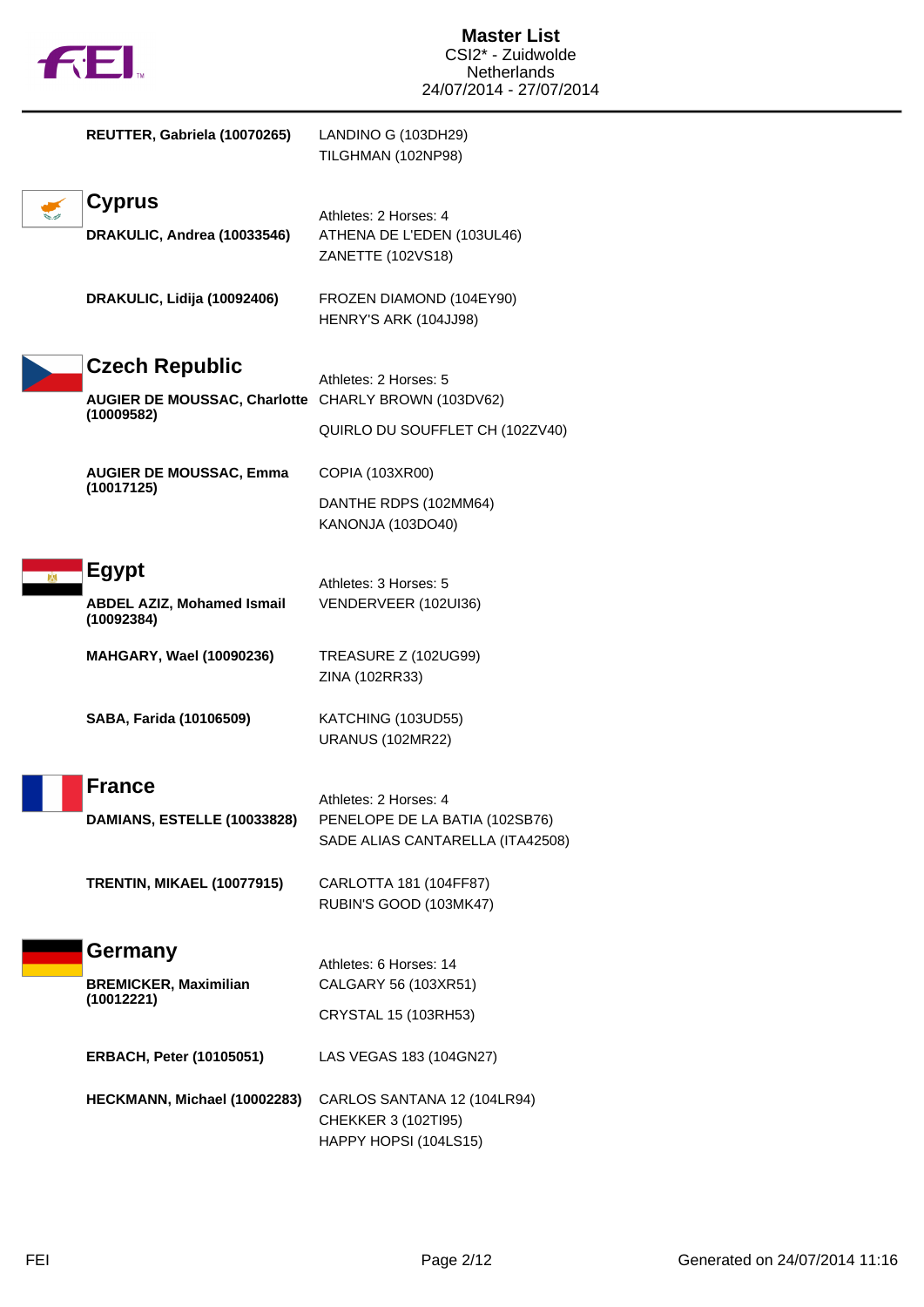| | |
|---|---|
| **REUTTER, Gabriela (10070265)** | LANDINO G (103DH29)<br>TILGHMAN (102NP98) |

## Cyprus

Athletes: 2 Horses: 4

| | |
|---|---|
| **DRAKULIC, Andrea (10033546)** | ATHENA DE L'EDEN (103UL46)<br>ZANETTE (102VS18) |
| **DRAKULIC, Lidija (10092406)** | FROZEN DIAMOND (104EY90)<br>HENRY'S ARK (104JJ98) |

## Czech Republic

Athletes: 2 Horses: 5

| | |
|---|---|
| **AUGIER DE MOUSSAC, Charlotte (10009582)** | CHARLY BROWN (103DV62)<br>QUIRLO DU SOUFFLET CH (102ZV40) |
| **AUGIER DE MOUSSAC, Emma (10017125)** | COPIA (103XR00)<br>DANTHE RDPS (102MM64)<br>KANONJA (103DO40) |

## Egypt

Athletes: 3 Horses: 5

| | |
|---|---|
| **ABDEL AZIZ, Mohamed Ismail (10092384)** | VENDERVEER (102UI36) |
| **MAHGARY, Wael (10090236)** | TREASURE Z (102UG99)<br>ZINA (102RR33) |
| **SABA, Farida (10106509)** | KATCHING (103UD55)<br>URANUS (102MR22) |

## France

Athletes: 2 Horses: 4

| | |
|---|---|
| **DAMIANS, ESTELLE (10033828)** | PENELOPE DE LA BATIA (102SB76)<br>SADE ALIAS CANTARELLA (ITA42508) |
| **TRENTIN, MIKAEL (10077915)** | CARLOTTA 181 (104FF87)<br>RUBIN'S GOOD (103MK47) |

## Germany

Athletes: 6 Horses: 14

| | |
|---|---|
| **BREMICKER, Maximilian (10012221)** | CALGARY 56 (103XR51)<br>CRYSTAL 15 (103RH53) |
| **ERBACH, Peter (10105051)** | LAS VEGAS 183 (104GN27) |
| **HECKMANN, Michael (10002283)** | CARLOS SANTANA 12 (104LR94)<br>CHEKKER 3 (102TI95)<br>HAPPY HOPSI (104LS15) |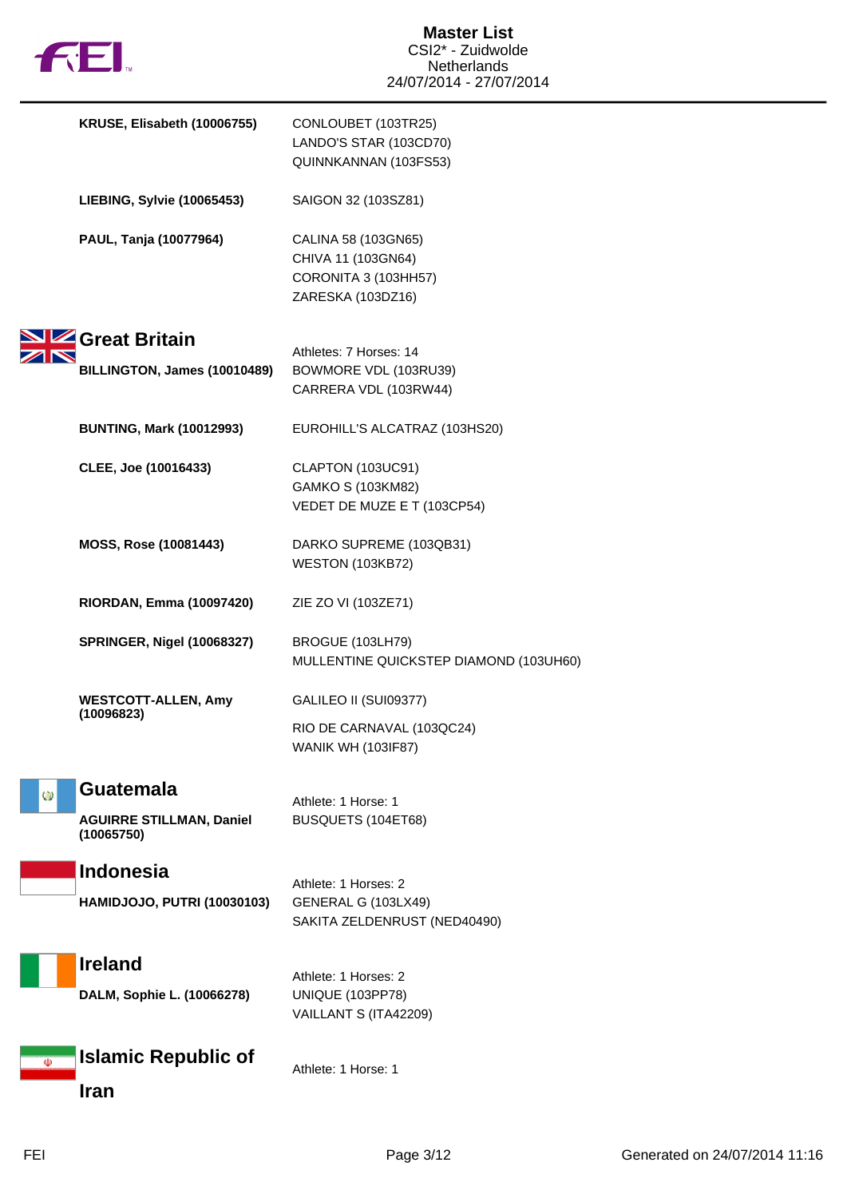| | |
|---|---|
| **KRUSE, Elisabeth (10006755)** | CONLOUBET (103TR25)<br>LANDO'S STAR (103CD70)<br>QUINNKANNAN (103FS53) |
| **LIEBING, Sylvie (10065453)** | SAIGON 32 (103SZ81) |
| **PAUL, Tanja (10077964)** | CALINA 58 (103GN65)<br>CHIVA 11 (103GN64)<br>CORONITA 3 (103HH57)<br>ZARESKA (103DZ16) |

## Great Britain

Athletes: 7 Horses: 14

| | |
|---|---|
| **BILLINGTON, James (10010489)** | BOWMORE VDL (103RU39)<br>CARRERA VDL (103RW44) |
| **BUNTING, Mark (10012993)** | EUROHILL'S ALCATRAZ (103HS20) |
| **CLEE, Joe (10016433)** | CLAPTON (103UC91)<br>GAMKO S (103KM82)<br>VEDET DE MUZE E T (103CP54) |
| **MOSS, Rose (10081443)** | DARKO SUPREME (103QB31)<br>WESTON (103KB72) |
| **RIORDAN, Emma (10097420)** | ZIE ZO VI (103ZE71) |
| **SPRINGER, Nigel (10068327)** | BROGUE (103LH79)<br>MULLENTINE QUICKSTEP DIAMOND (103UH60) |
| **WESTCOTT-ALLEN, Amy (10096823)** | GALILEO II (SUI09377)<br>RIO DE CARNAVAL (103QC24)<br>WANIK WH (103IF87) |

## Guatemala

Athlete: 1 Horse: 1

| | |
|---|---|
| **AGUIRRE STILLMAN, Daniel (10065750)** | BUSQUETS (104ET68) |

## Indonesia

Athlete: 1 Horses: 2

| | |
|---|---|
| **HAMIDJOJO, PUTRI (10030103)** | GENERAL G (103LX49)<br>SAKITA ZELDENRUST (NED40490) |

## Ireland

Athlete: 1 Horses: 2

| | |
|---|---|
| **DALM, Sophie L. (10066278)** | UNIQUE (103PP78)<br>VAILLANT S (ITA42209) |

## Islamic Republic of Iran

Athlete: 1 Horse: 1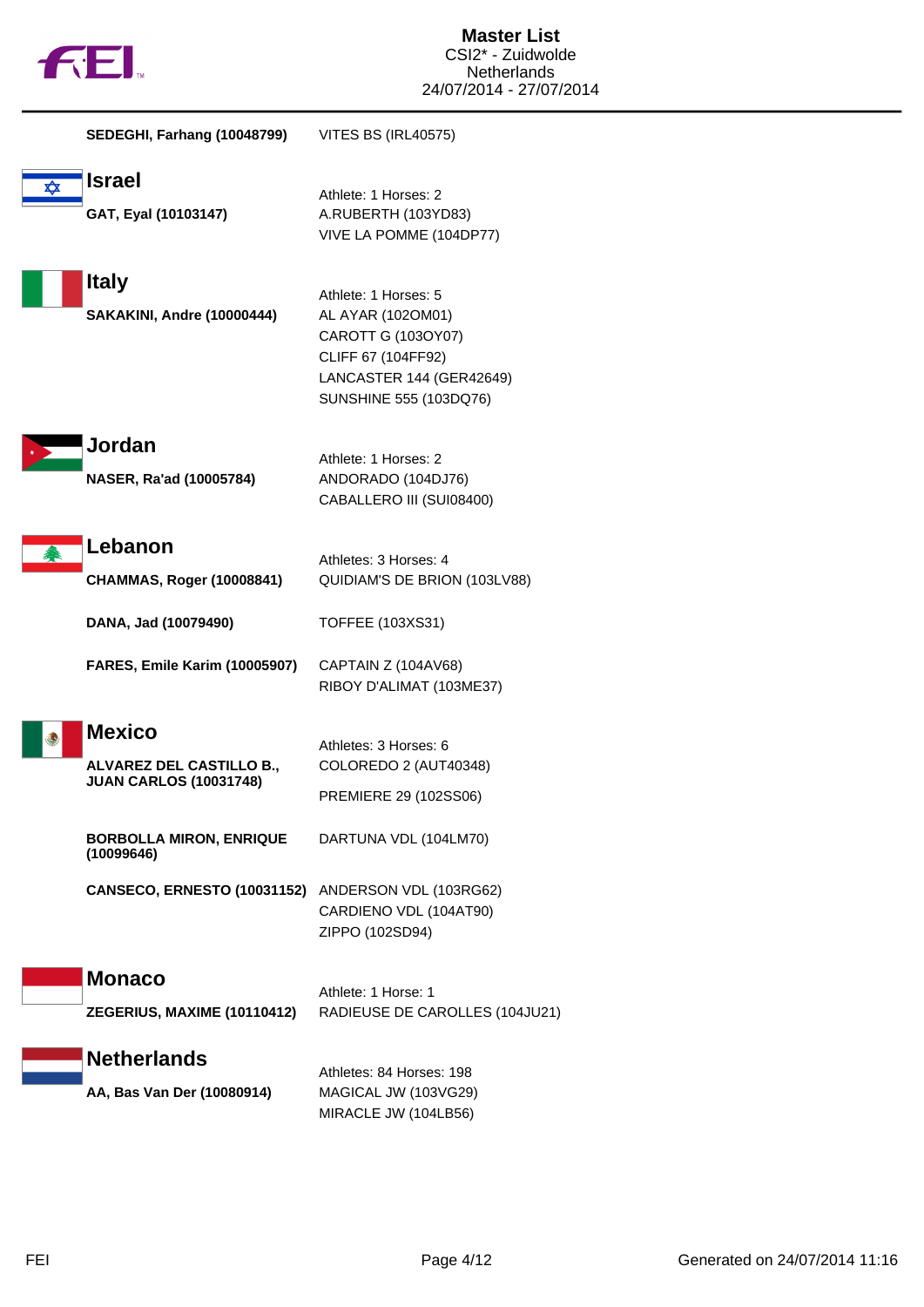**SEDEGHI, Farhang (10048799)** VITES BS (IRL40575)

## Israel

Athlete: 1 Horses: 2

**GAT, Eyal (10103147)**
A.RUBERTH (103YD83)
VIVE LA POMME (104DP77)

## Italy

Athlete: 1 Horses: 5

**SAKAKINI, Andre (10000444)**
AL AYAR (102OM01)
CAROTT G (103OY07)
CLIFF 67 (104FF92)
LANCASTER 144 (GER42649)
SUNSHINE 555 (103DQ76)

## Jordan

Athlete: 1 Horses: 2

**NASER, Ra'ad (10005784)**
ANDORADO (104DJ76)
CABALLERO III (SUI08400)

## Lebanon

Athletes: 3 Horses: 4

**CHAMMAS, Roger (10008841)**
QUIDIAM'S DE BRION (103LV88)

**DANA, Jad (10079490)**
TOFFEE (103XS31)

**FARES, Emile Karim (10005907)**
CAPTAIN Z (104AV68)
RIBOY D'ALIMAT (103ME37)

## Mexico

Athletes: 3 Horses: 6

**ALVAREZ DEL CASTILLO B., JUAN CARLOS (10031748)**
COLOREDO 2 (AUT40348)
PREMIERE 29 (102SS06)

**BORBOLLA MIRON, ENRIQUE (10099646)**
DARTUNA VDL (104LM70)

**CANSECO, ERNESTO (10031152)**
ANDERSON VDL (103RG62)
CARDIENO VDL (104AT90)
ZIPPO (102SD94)

## Monaco

Athlete: 1 Horse: 1

**ZEGERIUS, MAXIME (10110412)**
RADIEUSE DE CAROLLES (104JU21)

## Netherlands

Athletes: 84 Horses: 198

**AA, Bas Van Der (10080914)**
MAGICAL JW (103VG29)
MIRACLE JW (104LB56)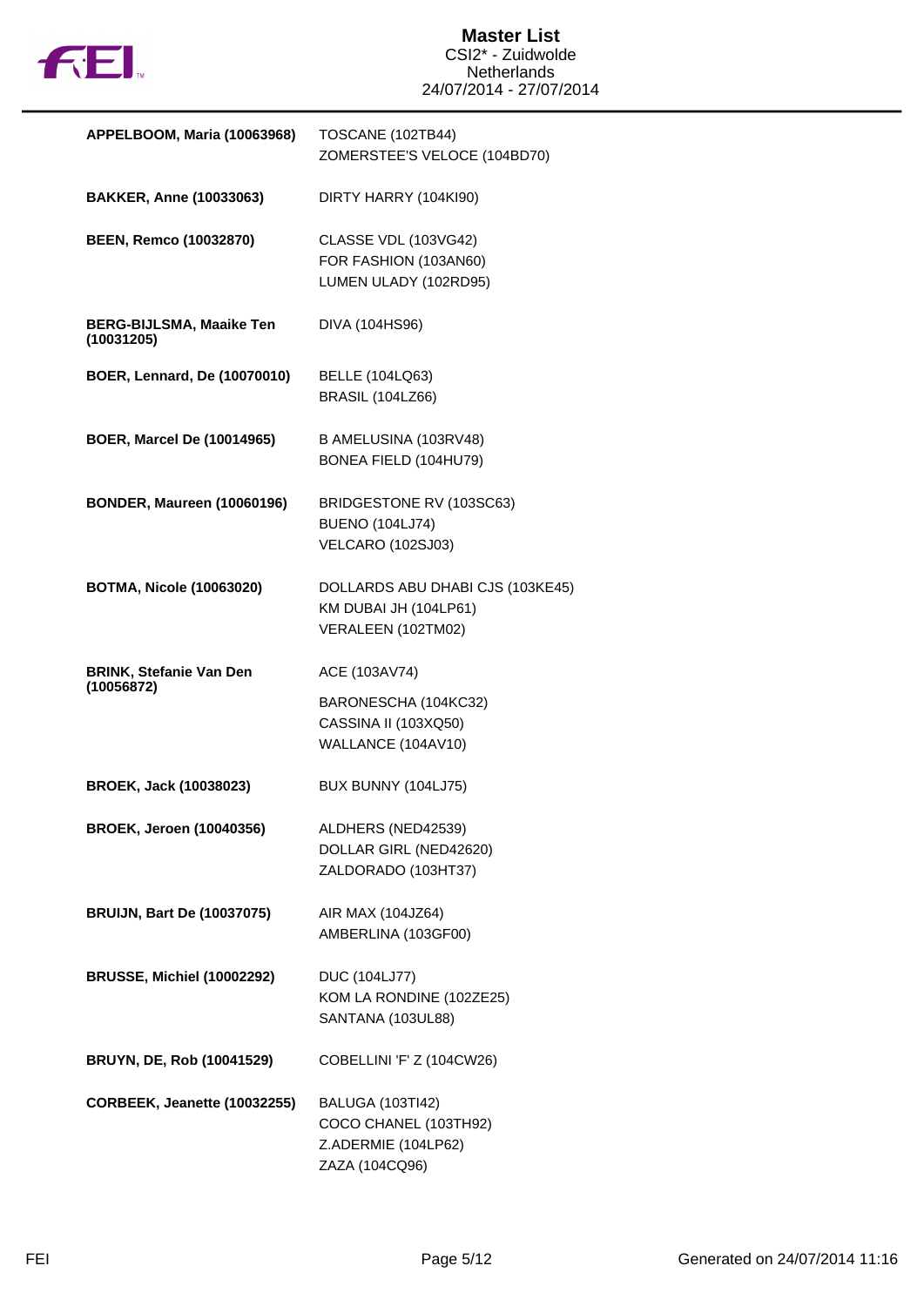# Master List

CSI2* - Zuidwolde
Netherlands
24/07/2014 - 27/07/2014

| Rider | Horses |
|---|---|
| **APPELBOOM, Maria (10063968)** | TOSCANE (102TB44)<br>ZOMERSTEE'S VELOCE (104BD70) |
| **BAKKER, Anne (10033063)** | DIRTY HARRY (104KI90) |
| **BEEN, Remco (10032870)** | CLASSE VDL (103VG42)<br>FOR FASHION (103AN60)<br>LUMEN ULADY (102RD95) |
| **BERG-BIJLSMA, Maaike Ten (10031205)** | DIVA (104HS96) |
| **BOER, Lennard, De (10070010)** | BELLE (104LQ63)<br>BRASIL (104LZ66) |
| **BOER, Marcel De (10014965)** | B AMELUSINA (103RV48)<br>BONEA FIELD (104HU79) |
| **BONDER, Maureen (10060196)** | BRIDGESTONE RV (103SC63)<br>BUENO (104LJ74)<br>VELCARO (102SJ03) |
| **BOTMA, Nicole (10063020)** | DOLLARDS ABU DHABI CJS (103KE45)<br>KM DUBAI JH (104LP61)<br>VERALEEN (102TM02) |
| **BRINK, Stefanie Van Den (10056872)** | ACE (103AV74)<br>BARONESCHA (104KC32)<br>CASSINA II (103XQ50)<br>WALLANCE (104AV10) |
| **BROEK, Jack (10038023)** | BUX BUNNY (104LJ75) |
| **BROEK, Jeroen (10040356)** | ALDHERS (NED42539)<br>DOLLAR GIRL (NED42620)<br>ZALDORADO (103HT37) |
| **BRUIJN, Bart De (10037075)** | AIR MAX (104JZ64)<br>AMBERLINA (103GF00) |
| **BRUSSE, Michiel (10002292)** | DUC (104LJ77)<br>KOM LA RONDINE (102ZE25)<br>SANTANA (103UL88) |
| **BRUYN, DE, Rob (10041529)** | COBELLINI 'F' Z (104CW26) |
| **CORBEEK, Jeanette (10032255)** | BALUGA (103TI42)<br>COCO CHANEL (103TH92)<br>Z.ADERMIE (104LP62)<br>ZAZA (104CQ96) |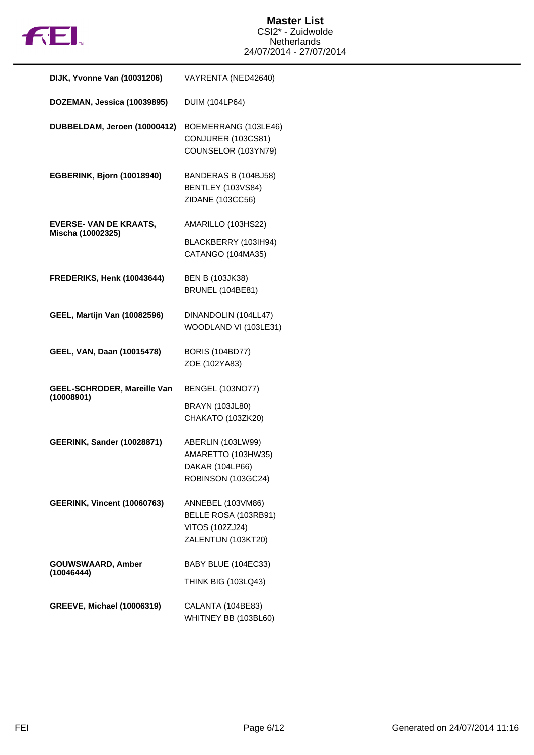| Rider | Horses |
| --- | --- |
| **DIJK, Yvonne Van (10031206)** | VAYRENTA (NED42640) |
| **DOZEMAN, Jessica (10039895)** | DUIM (104LP64) |
| **DUBBELDAM, Jeroen (10000412)** | BOEMERRANG (103LE46)<br>CONJURER (103CS81)<br>COUNSELOR (103YN79) |
| **EGBERINK, Bjorn (10018940)** | BANDERAS B (104BJ58)<br>BENTLEY (103VS84)<br>ZIDANE (103CC56) |
| **EVERSE- VAN DE KRAATS, Mischa (10002325)** | AMARILLO (103HS22)<br>BLACKBERRY (103IH94)<br>CATANGO (104MA35) |
| **FREDERIKS, Henk (10043644)** | BEN B (103JK38)<br>BRUNEL (104BE81) |
| **GEEL, Martijn Van (10082596)** | DINANDOLIN (104LL47)<br>WOODLAND VI (103LE31) |
| **GEEL, VAN, Daan (10015478)** | BORIS (104BD77)<br>ZOE (102YA83) |
| **GEEL-SCHRODER, Mareille Van (10008901)** | BENGEL (103NO77)<br>BRAYN (103JL80)<br>CHAKATO (103ZK20) |
| **GEERINK, Sander (10028871)** | ABERLIN (103LW99)<br>AMARETTO (103HW35)<br>DAKAR (104LP66)<br>ROBINSON (103GC24) |
| **GEERINK, Vincent (10060763)** | ANNEBEL (103VM86)<br>BELLE ROSA (103RB91)<br>VITOS (102ZJ24)<br>ZALENTIJN (103KT20) |
| **GOUWSWAARD, Amber (10046444)** | BABY BLUE (104EC33)<br>THINK BIG (103LQ43) |
| **GREEVE, Michael (10006319)** | CALANTA (104BE83)<br>WHITNEY BB (103BL60) |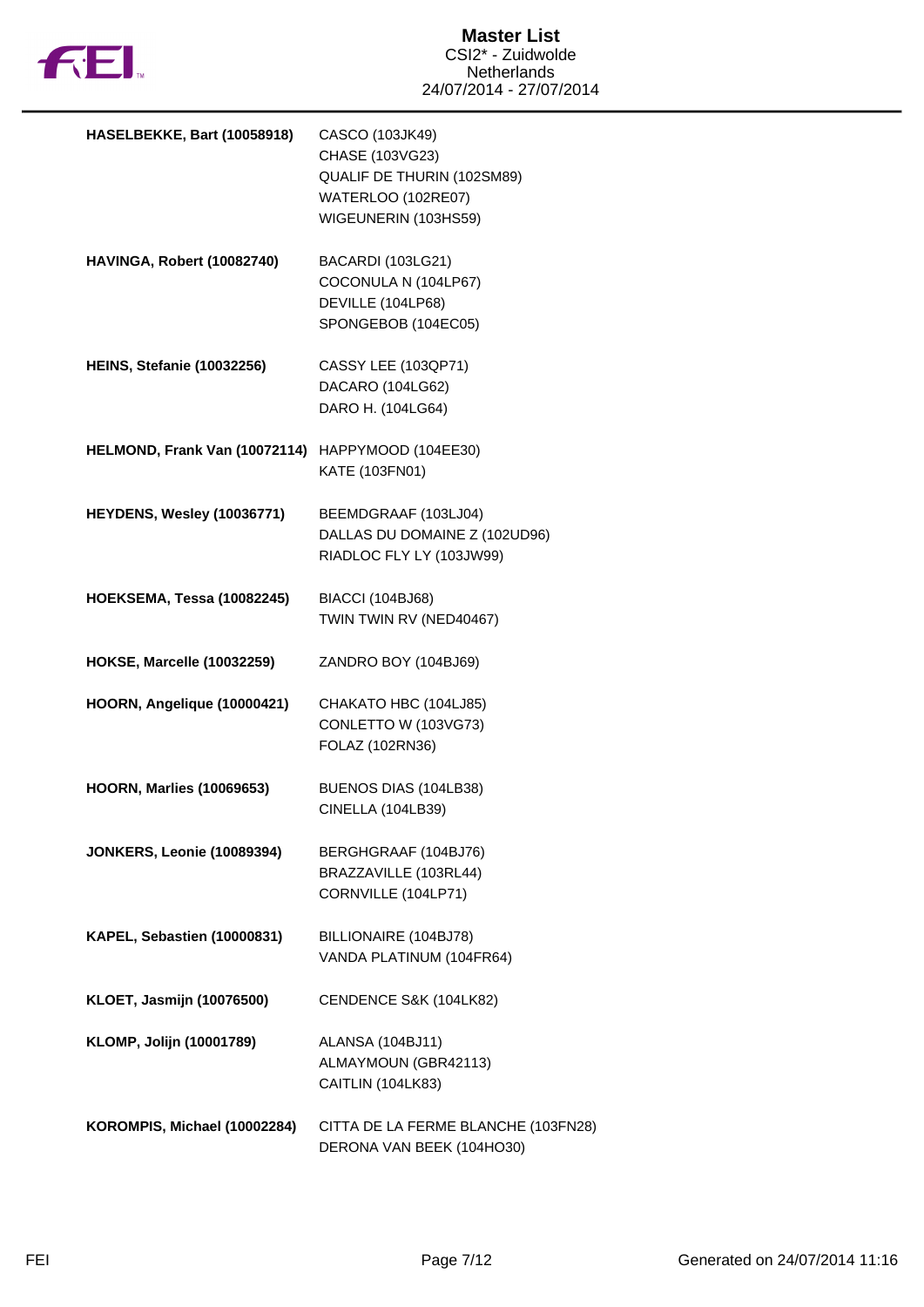# Master List

CSI2* - Zuidwolde
Netherlands
24/07/2014 - 27/07/2014

| Rider | Horses |
| --- | --- |
| **HASELBEKKE, Bart (10058918)** | CASCO (103JK49)<br>CHASE (103VG23)<br>QUALIF DE THURIN (102SM89)<br>WATERLOO (102RE07)<br>WIGEUNERIN (103HS59) |
| **HAVINGA, Robert (10082740)** | BACARDI (103LG21)<br>COCONULA N (104LP67)<br>DEVILLE (104LP68)<br>SPONGEBOB (104EC05) |
| **HEINS, Stefanie (10032256)** | CASSY LEE (103QP71)<br>DACARO (104LG62)<br>DARO H. (104LG64) |
| **HELMOND, Frank Van (10072114)** | HAPPYMOOD (104EE30)<br>KATE (103FN01) |
| **HEYDENS, Wesley (10036771)** | BEEMDGRAAF (103LJ04)<br>DALLAS DU DOMAINE Z (102UD96)<br>RIADLOC FLY LY (103JW99) |
| **HOEKSEMA, Tessa (10082245)** | BIACCI (104BJ68)<br>TWIN TWIN RV (NED40467) |
| **HOKSE, Marcelle (10032259)** | ZANDRO BOY (104BJ69) |
| **HOORN, Angelique (10000421)** | CHAKATO HBC (104LJ85)<br>CONLETTO W (103VG73)<br>FOLAZ (102RN36) |
| **HOORN, Marlies (10069653)** | BUENOS DIAS (104LB38)<br>CINELLA (104LB39) |
| **JONKERS, Leonie (10089394)** | BERGHGRAAF (104BJ76)<br>BRAZZAVILLE (103RL44)<br>CORNVILLE (104LP71) |
| **KAPEL, Sebastien (10000831)** | BILLIONAIRE (104BJ78)<br>VANDA PLATINUM (104FR64) |
| **KLOET, Jasmijn (10076500)** | CENDENCE S&K (104LK82) |
| **KLOMP, Jolijn (10001789)** | ALANSA (104BJ11)<br>ALMAYMOUN (GBR42113)<br>CAITLIN (104LK83) |
| **KOROMPIS, Michael (10002284)** | CITTA DE LA FERME BLANCHE (103FN28)<br>DERONA VAN BEEK (104HO30) |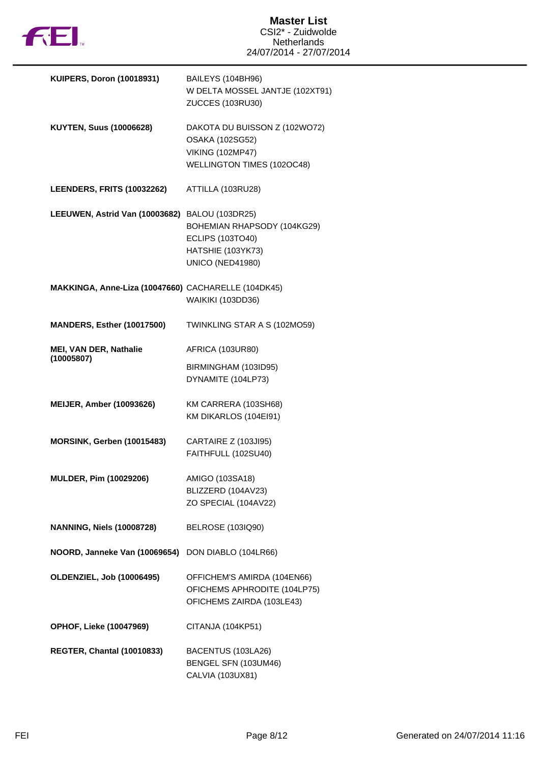| Rider | Horses |
| --- | --- |
| **KUIPERS, Doron (10018931)** | BAILEYS (104BH96)<br>W DELTA MOSSEL JANTJE (102XT91)<br>ZUCCES (103RU30) |
| **KUYTEN, Suus (10006628)** | DAKOTA DU BUISSON Z (102WO72)<br>OSAKA (102SG52)<br>VIKING (102MP47)<br>WELLINGTON TIMES (102OC48) |
| **LEENDERS, FRITS (10032262)** | ATTILLA (103RU28) |
| **LEEUWEN, Astrid Van (10003682)** | BALOU (103DR25)<br>BOHEMIAN RHAPSODY (104KG29)<br>ECLIPS (103TO40)<br>HATSHIE (103YK73)<br>UNICO (NED41980) |
| **MAKKINGA, Anne-Liza (10047660)** | CACHARELLE (104DK45)<br>WAIKIKI (103DD36) |
| **MANDERS, Esther (10017500)** | TWINKLING STAR A S (102MO59) |
| **MEI, VAN DER, Nathalie (10005807)** | AFRICA (103UR80)<br>BIRMINGHAM (103ID95)<br>DYNAMITE (104LP73) |
| **MEIJER, Amber (10093626)** | KM CARRERA (103SH68)<br>KM DIKARLOS (104EI91) |
| **MORSINK, Gerben (10015483)** | CARTAIRE Z (103JI95)<br>FAITHFULL (102SU40) |
| **MULDER, Pim (10029206)** | AMIGO (103SA18)<br>BLIZZERD (104AV23)<br>ZO SPECIAL (104AV22) |
| **NANNING, Niels (10008728)** | BELROSE (103IQ90) |
| **NOORD, Janneke Van (10069654)** | DON DIABLO (104LR66) |
| **OLDENZIEL, Job (10006495)** | OFFICHEM'S AMIRDA (104EN66)<br>OFICHEMS APHRODITE (104LP75)<br>OFICHEMS ZAIRDA (103LE43) |
| **OPHOF, Lieke (10047969)** | CITANJA (104KP51) |
| **REGTER, Chantal (10010833)** | BACENTUS (103LA26)<br>BENGEL SFN (103UM46)<br>CALVIA (103UX81) |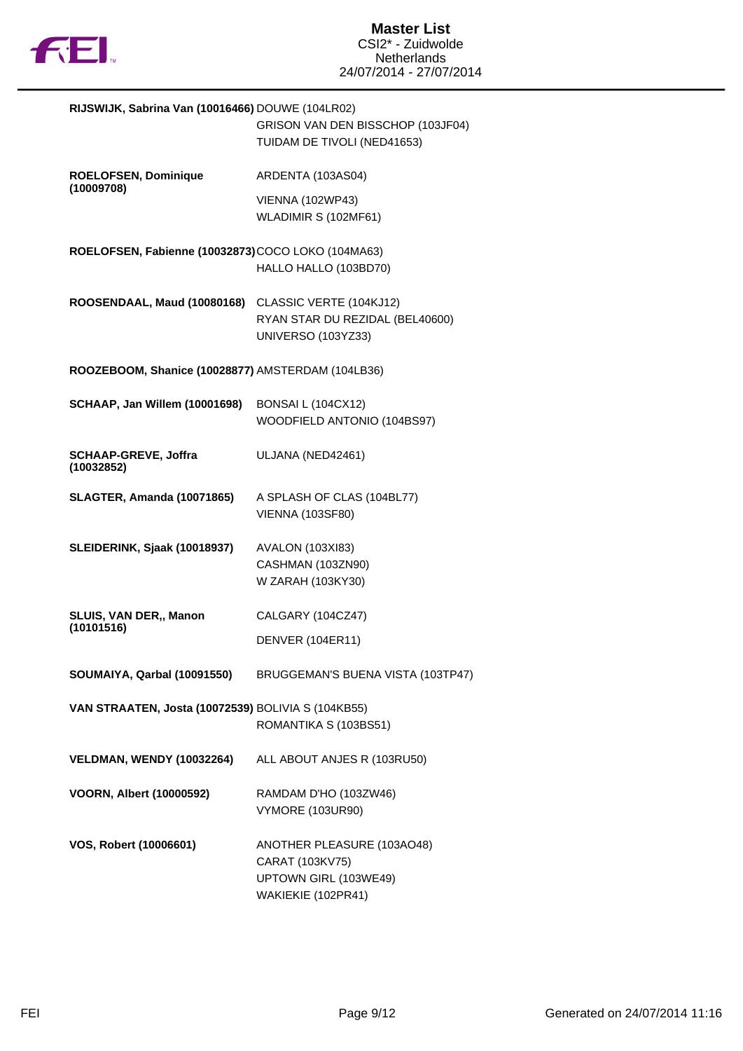| Rider | Horses |
|---|---|
| **RIJSWIJK, Sabrina Van (10016466)** | DOUWE (104LR02) |
| | GRISON VAN DEN BISSCHOP (103JF04) |
| | TUIDAM DE TIVOLI (NED41653) |
| **ROELOFSEN, Dominique (10009708)** | ARDENTA (103AS04) |
| | VIENNA (102WP43) |
| | WLADIMIR S (102MF61) |
| **ROELOFSEN, Fabienne (10032873)** | COCO LOKO (104MA63) |
| | HALLO HALLO (103BD70) |
| **ROOSENDAAL, Maud (10080168)** | CLASSIC VERTE (104KJ12) |
| | RYAN STAR DU REZIDAL (BEL40600) |
| | UNIVERSO (103YZ33) |
| **ROOZEBOOM, Shanice (10028877)** | AMSTERDAM (104LB36) |
| **SCHAAP, Jan Willem (10001698)** | BONSAI L (104CX12) |
| | WOODFIELD ANTONIO (104BS97) |
| **SCHAAP-GREVE, Joffra (10032852)** | ULJANA (NED42461) |
| **SLAGTER, Amanda (10071865)** | A SPLASH OF CLAS (104BL77) |
| | VIENNA (103SF80) |
| **SLEIDERINK, Sjaak (10018937)** | AVALON (103XI83) |
| | CASHMAN (103ZN90) |
| | W ZARAH (103KY30) |
| **SLUIS, VAN DER,, Manon (10101516)** | CALGARY (104CZ47) |
| | DENVER (104ER11) |
| **SOUMAIYA, Qarbal (10091550)** | BRUGGEMAN'S BUENA VISTA (103TP47) |
| **VAN STRAATEN, Josta (10072539)** | BOLIVIA S (104KB55) |
| | ROMANTIKA S (103BS51) |
| **VELDMAN, WENDY (10032264)** | ALL ABOUT ANJES R (103RU50) |
| **VOORN, Albert (10000592)** | RAMDAM D'HO (103ZW46) |
| | VYMORE (103UR90) |
| **VOS, Robert (10006601)** | ANOTHER PLEASURE (103AO48) |
| | CARAT (103KV75) |
| | UPTOWN GIRL (103WE49) |
| | WAKIEKIE (102PR41) |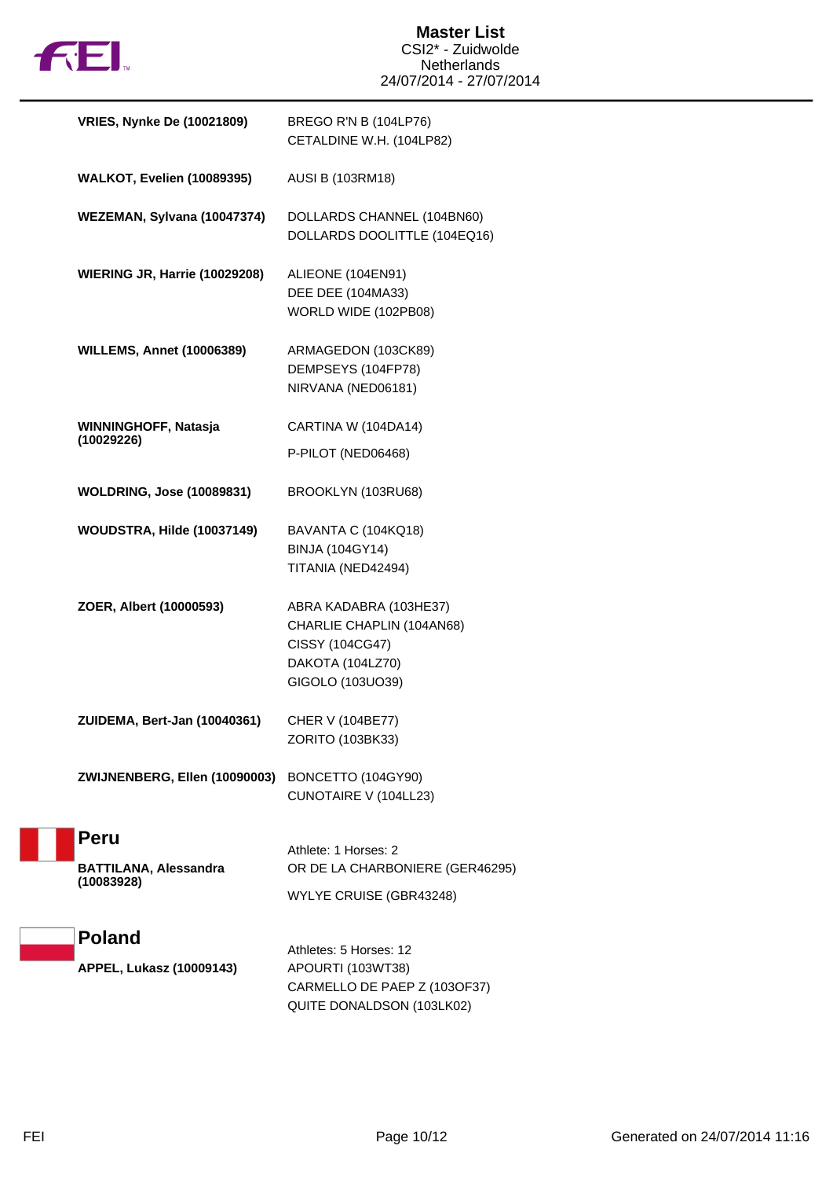| Athlete | Horses |
|---|---|
| **VRIES, Nynke De (10021809)** | BREGO R'N B (104LP76)<br>CETALDINE W.H. (104LP82) |
| **WALKOT, Evelien (10089395)** | AUSI B (103RM18) |
| **WEZEMAN, Sylvana (10047374)** | DOLLARDS CHANNEL (104BN60)<br>DOLLARDS DOOLITTLE (104EQ16) |
| **WIERING JR, Harrie (10029208)** | ALIEONE (104EN91)<br>DEE DEE (104MA33)<br>WORLD WIDE (102PB08) |
| **WILLEMS, Annet (10006389)** | ARMAGEDON (103CK89)<br>DEMPSEYS (104FP78)<br>NIRVANA (NED06181) |
| **WINNINGHOFF, Natasja (10029226)** | CARTINA W (104DA14)<br>P-PILOT (NED06468) |
| **WOLDRING, Jose (10089831)** | BROOKLYN (103RU68) |
| **WOUDSTRA, Hilde (10037149)** | BAVANTA C (104KQ18)<br>BINJA (104GY14)<br>TITANIA (NED42494) |
| **ZOER, Albert (10000593)** | ABRA KADABRA (103HE37)<br>CHARLIE CHAPLIN (104AN68)<br>CISSY (104CG47)<br>DAKOTA (104LZ70)<br>GIGOLO (103UO39) |
| **ZUIDEMA, Bert-Jan (10040361)** | CHER V (104BE77)<br>ZORITO (103BK33) |
| **ZWIJNENBERG, Ellen (10090003)** | BONCETTO (104GY90)<br>CUNOTAIRE V (104LL23) |

## Peru

Athlete: 1 Horses: 2

| Athlete | Horses |
|---|---|
| **BATTILANA, Alessandra (10083928)** | OR DE LA CHARBONIERE (GER46295)<br>WYLYE CRUISE (GBR43248) |

## Poland

Athletes: 5 Horses: 12

| Athlete | Horses |
|---|---|
| **APPEL, Lukasz (10009143)** | APOURTI (103WT38)<br>CARMELLO DE PAEP Z (103OF37)<br>QUITE DONALDSON (103LK02) |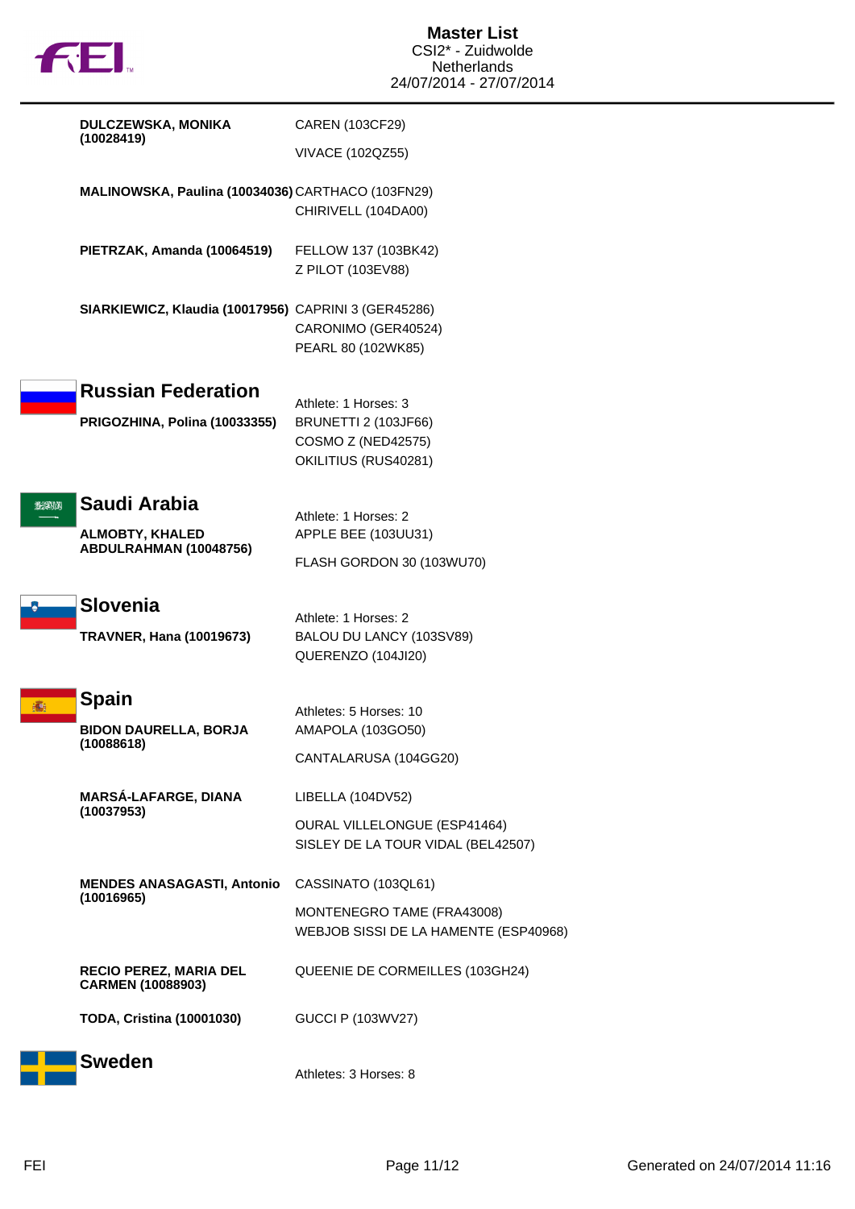**DULCZEWSKA, MONIKA (10028419)**
CAREN (103CF29)
VIVACE (102QZ55)

**MALINOWSKA, Paulina (10034036)**
CARTHACO (103FN29)
CHIRIVELL (104DA00)

**PIETRZAK, Amanda (10064519)**
FELLOW 137 (103BK42)
Z PILOT (103EV88)

**SIARKIEWICZ, Klaudia (10017956)**
CAPRINI 3 (GER45286)
CARONIMO (GER40524)
PEARL 80 (102WK85)

## Russian Federation

Athlete: 1 Horses: 3

**PRIGOZHINA, Polina (10033355)**
BRUNETTI 2 (103JF66)
COSMO Z (NED42575)
OKILITIUS (RUS40281)

## Saudi Arabia

Athlete: 1 Horses: 2

**ALMOBTY, KHALED ABDULRAHMAN (10048756)**
APPLE BEE (103UU31)
FLASH GORDON 30 (103WU70)

## Slovenia

Athlete: 1 Horses: 2

**TRAVNER, Hana (10019673)**
BALOU DU LANCY (103SV89)
QUERENZO (104JI20)

## Spain

Athletes: 5 Horses: 10

**BIDON DAURELLA, BORJA (10088618)**
AMAPOLA (103GO50)
CANTALARUSA (104GG20)

**MARSÁ-LAFARGE, DIANA (10037953)**
LIBELLA (104DV52)
OURAL VILLELONGUE (ESP41464)
SISLEY DE LA TOUR VIDAL (BEL42507)

**MENDES ANASAGASTI, Antonio (10016965)**
CASSINATO (103QL61)
MONTENEGRO TAME (FRA43008)
WEBJOB SISSI DE LA HAMENTE (ESP40968)

**RECIO PEREZ, MARIA DEL CARMEN (10088903)**
QUEENIE DE CORMEILLES (103GH24)

**TODA, Cristina (10001030)**
GUCCI P (103WV27)

## Sweden

Athletes: 3 Horses: 8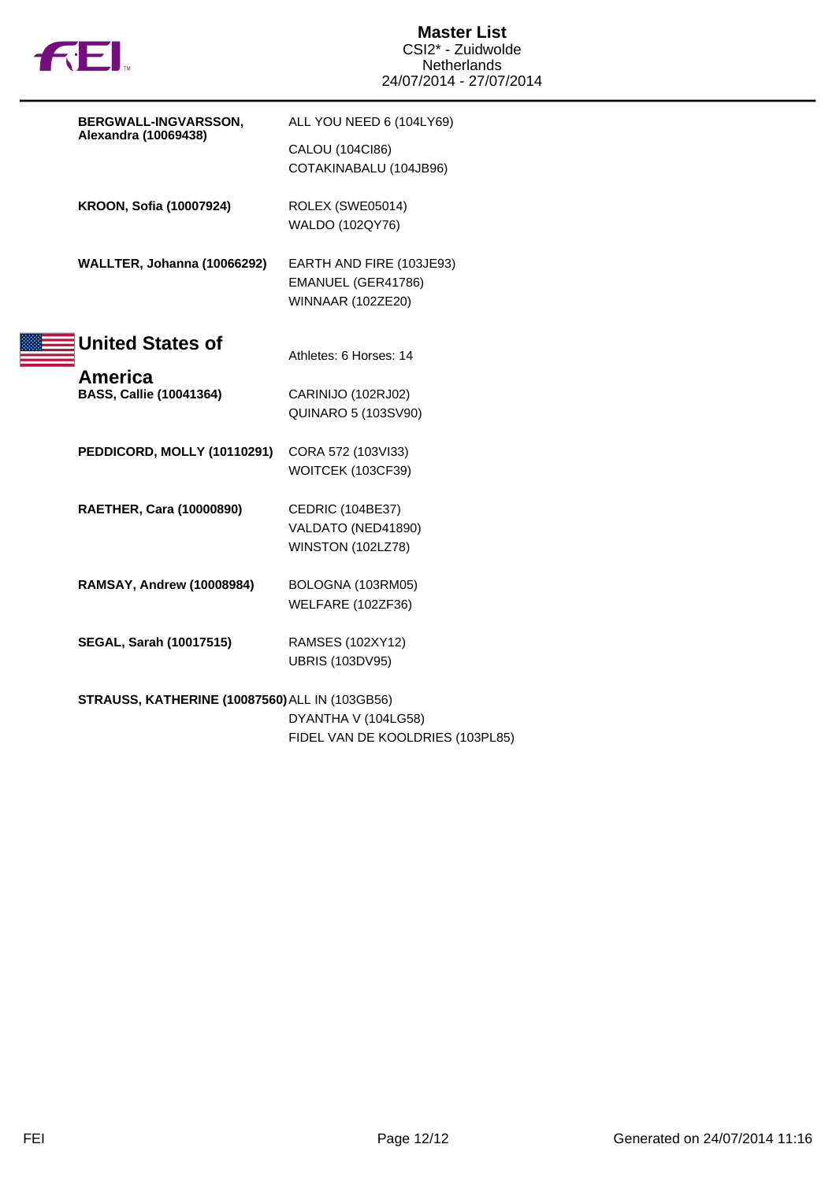| | |
|---|---|
| **BERGWALL-INGVARSSON, Alexandra (10069438)** | ALL YOU NEED 6 (104LY69) |
| | CALOU (104CI86) |
| | COTAKINABALU (104JB96) |
| **KROON, Sofia (10007924)** | ROLEX (SWE05014) |
| | WALDO (102QY76) |
| **WALLTER, Johanna (10066292)** | EARTH AND FIRE (103JE93) |
| | EMANUEL (GER41786) |
| | WINNAAR (102ZE20) |

## United States of America

Athletes: 6 Horses: 14

| | |
|---|---|
| **BASS, Callie (10041364)** | CARINIJO (102RJ02) |
| | QUINARO 5 (103SV90) |
| **PEDDICORD, MOLLY (10110291)** | CORA 572 (103VI33) |
| | WOITCEK (103CF39) |
| **RAETHER, Cara (10000890)** | CEDRIC (104BE37) |
| | VALDATO (NED41890) |
| | WINSTON (102LZ78) |
| **RAMSAY, Andrew (10008984)** | BOLOGNA (103RM05) |
| | WELFARE (102ZF36) |
| **SEGAL, Sarah (10017515)** | RAMSES (102XY12) |
| | UBRIS (103DV95) |
| **STRAUSS, KATHERINE (10087560)** | ALL IN (103GB56) |
| | DYANTHA V (104LG58) |
| | FIDEL VAN DE KOOLDRIES (103PL85) |